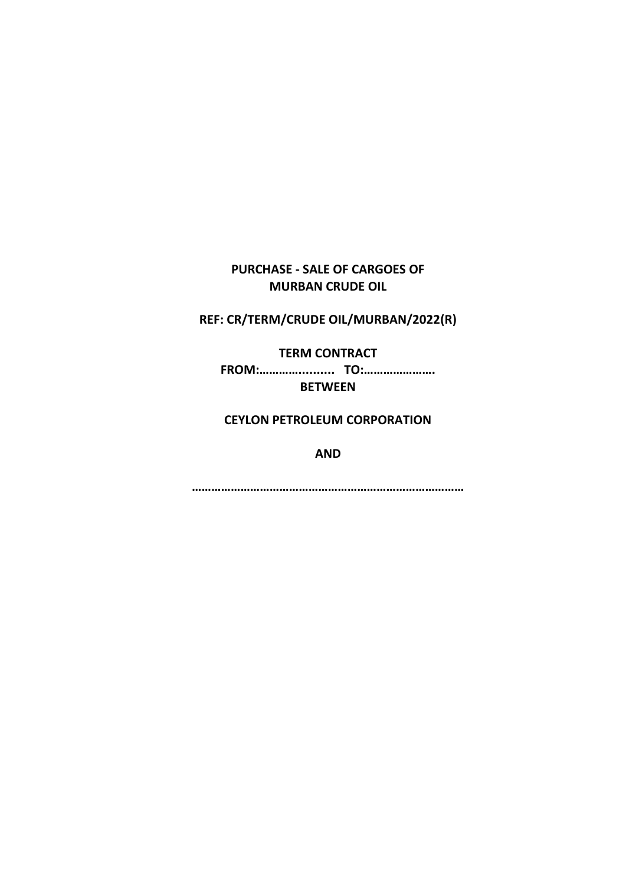**PURCHASE - SALE OF CARGOES OF MURBAN CRUDE OIL**

**REF: CR/TERM/CRUDE OIL/MURBAN/2022(R)**

**TERM CONTRACT**

**FROM:……………......... TO:………………….**

**BETWEEN**

**CEYLON PETROLEUM CORPORATION**

**AND**

**……………………………………………………………………….**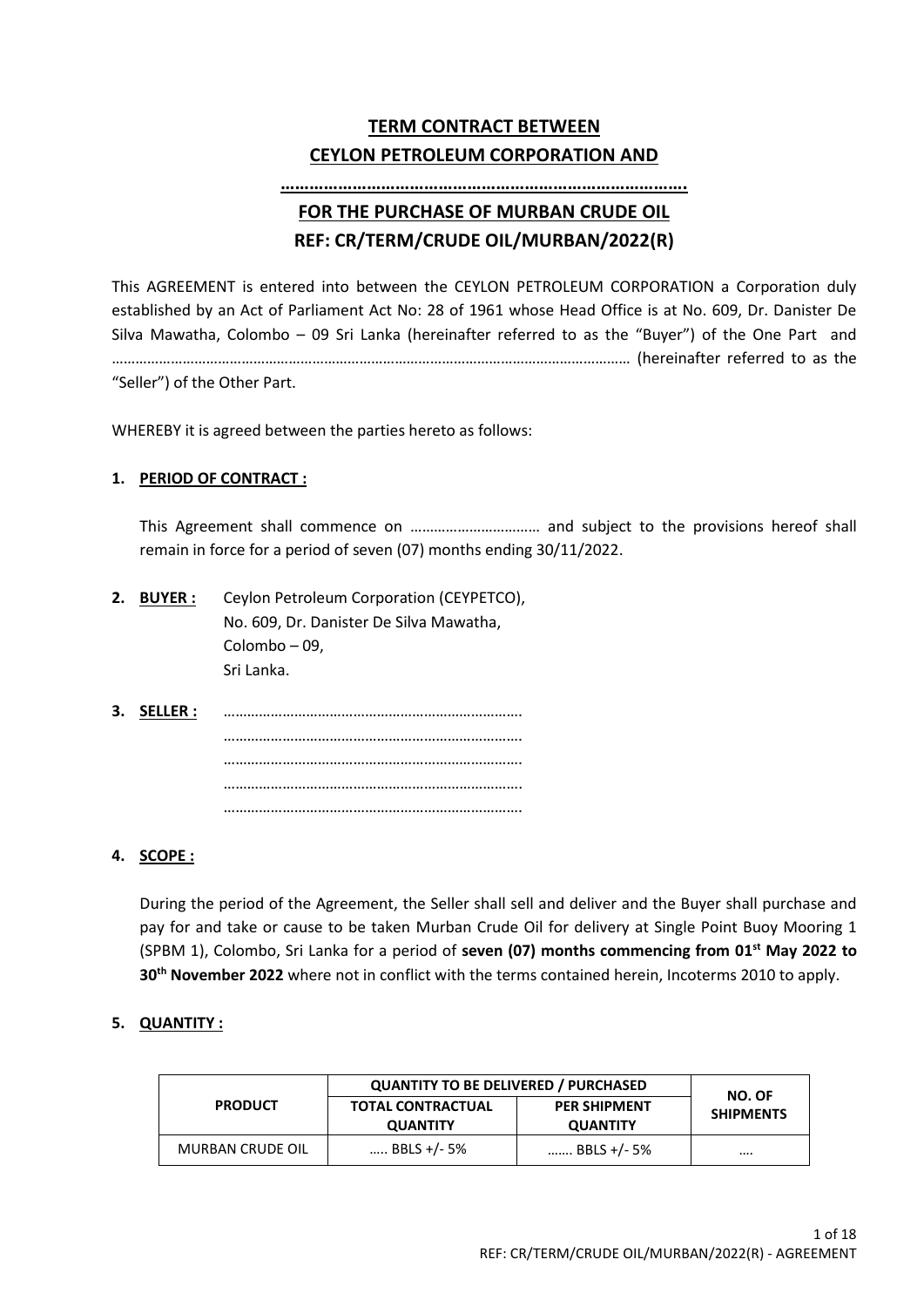# TERM CONTRACT BETWEEN CEYLON PETROLEUM CORPORATION AND

**…………………………………………………………………………….**

## FOR THE PURCHASE OF MURBAN CRUDE OIL

## REF: CR/TERM/CRUDE OIL/MURBAN/2022(R)

This AGREEMENT is entered into between the CEYLON PETROLEUM CORPORATION a Corporation duly established by an Act of Parliament Act No: 28 of 1961 whose Head Office is at No. 609, Dr. Danister De Silva Mawatha, Colombo – 09 Sri Lanka (hereinafter referred to as the "Buyer") of the One Part and ……………………………………………………………………………………………………………… (hereinafter referred to as the "Seller") of the Other Part.

WHEREBY it is agreed between the parties hereto as follows:

1. **PERIOD OF CONTRACT :**

   This Agreement shall commence on …………………………… and subject to the provisions hereof shall remain in force for a period of seven (07) months ending 30/11/2022.

2. **BUYER :** Ceylon Petroleum Corporation (CEYPETCO),
   No. 609, Dr. Danister De Silva Mawatha,
   Colombo – 09,
   Sri Lanka.

3. **SELLER :** ……………………………………………………………….
   ……………………………………………………………….
   ……………………………………………………………….
   ……………………………………………………………….
   ……………………………………………………………….

4. **SCOPE :**

   During the period of the Agreement, the Seller shall sell and deliver and the Buyer shall purchase and pay for and take or cause to be taken Murban Crude Oil for delivery at Single Point Buoy Mooring 1 (SPBM 1), Colombo, Sri Lanka for a period of **seven (07) months commencing from 01st May 2022 to 30th November 2022** where not in conflict with the terms contained herein, Incoterms 2010 to apply.

5. **QUANTITY :**

| PRODUCT | QUANTITY TO BE DELIVERED / PURCHASED | | NO. OF SHIPMENTS |
|---|---|---|---|
| | TOTAL CONTRACTUAL QUANTITY | PER SHIPMENT QUANTITY | |
| MURBAN CRUDE OIL | ….. BBLS +/- 5% | ……. BBLS +/- 5% | …. |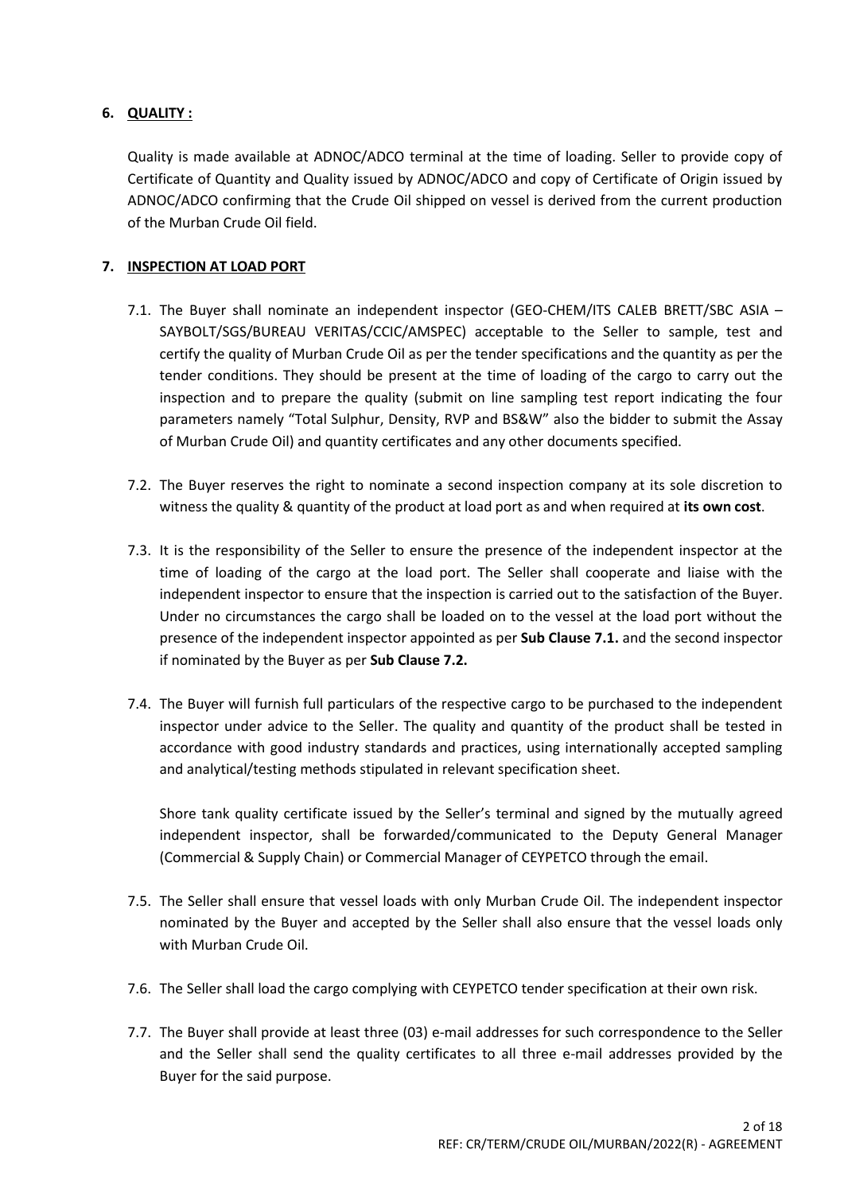## 6. QUALITY :

Quality is made available at ADNOC/ADCO terminal at the time of loading. Seller to provide copy of Certificate of Quantity and Quality issued by ADNOC/ADCO and copy of Certificate of Origin issued by ADNOC/ADCO confirming that the Crude Oil shipped on vessel is derived from the current production of the Murban Crude Oil field.

## 7. INSPECTION AT LOAD PORT

7.1. The Buyer shall nominate an independent inspector (GEO-CHEM/ITS CALEB BRETT/SBC ASIA – SAYBOLT/SGS/BUREAU VERITAS/CCIC/AMSPEC) acceptable to the Seller to sample, test and certify the quality of Murban Crude Oil as per the tender specifications and the quantity as per the tender conditions. They should be present at the time of loading of the cargo to carry out the inspection and to prepare the quality (submit on line sampling test report indicating the four parameters namely "Total Sulphur, Density, RVP and BS&W" also the bidder to submit the Assay of Murban Crude Oil) and quantity certificates and any other documents specified.

7.2. The Buyer reserves the right to nominate a second inspection company at its sole discretion to witness the quality & quantity of the product at load port as and when required at **its own cost**.

7.3. It is the responsibility of the Seller to ensure the presence of the independent inspector at the time of loading of the cargo at the load port. The Seller shall cooperate and liaise with the independent inspector to ensure that the inspection is carried out to the satisfaction of the Buyer. Under no circumstances the cargo shall be loaded on to the vessel at the load port without the presence of the independent inspector appointed as per **Sub Clause 7.1.** and the second inspector if nominated by the Buyer as per **Sub Clause 7.2.**

7.4. The Buyer will furnish full particulars of the respective cargo to be purchased to the independent inspector under advice to the Seller. The quality and quantity of the product shall be tested in accordance with good industry standards and practices, using internationally accepted sampling and analytical/testing methods stipulated in relevant specification sheet.

Shore tank quality certificate issued by the Seller's terminal and signed by the mutually agreed independent inspector, shall be forwarded/communicated to the Deputy General Manager (Commercial & Supply Chain) or Commercial Manager of CEYPETCO through the email.

7.5. The Seller shall ensure that vessel loads with only Murban Crude Oil. The independent inspector nominated by the Buyer and accepted by the Seller shall also ensure that the vessel loads only with Murban Crude Oil.

7.6. The Seller shall load the cargo complying with CEYPETCO tender specification at their own risk.

7.7. The Buyer shall provide at least three (03) e-mail addresses for such correspondence to the Seller and the Seller shall send the quality certificates to all three e-mail addresses provided by the Buyer for the said purpose.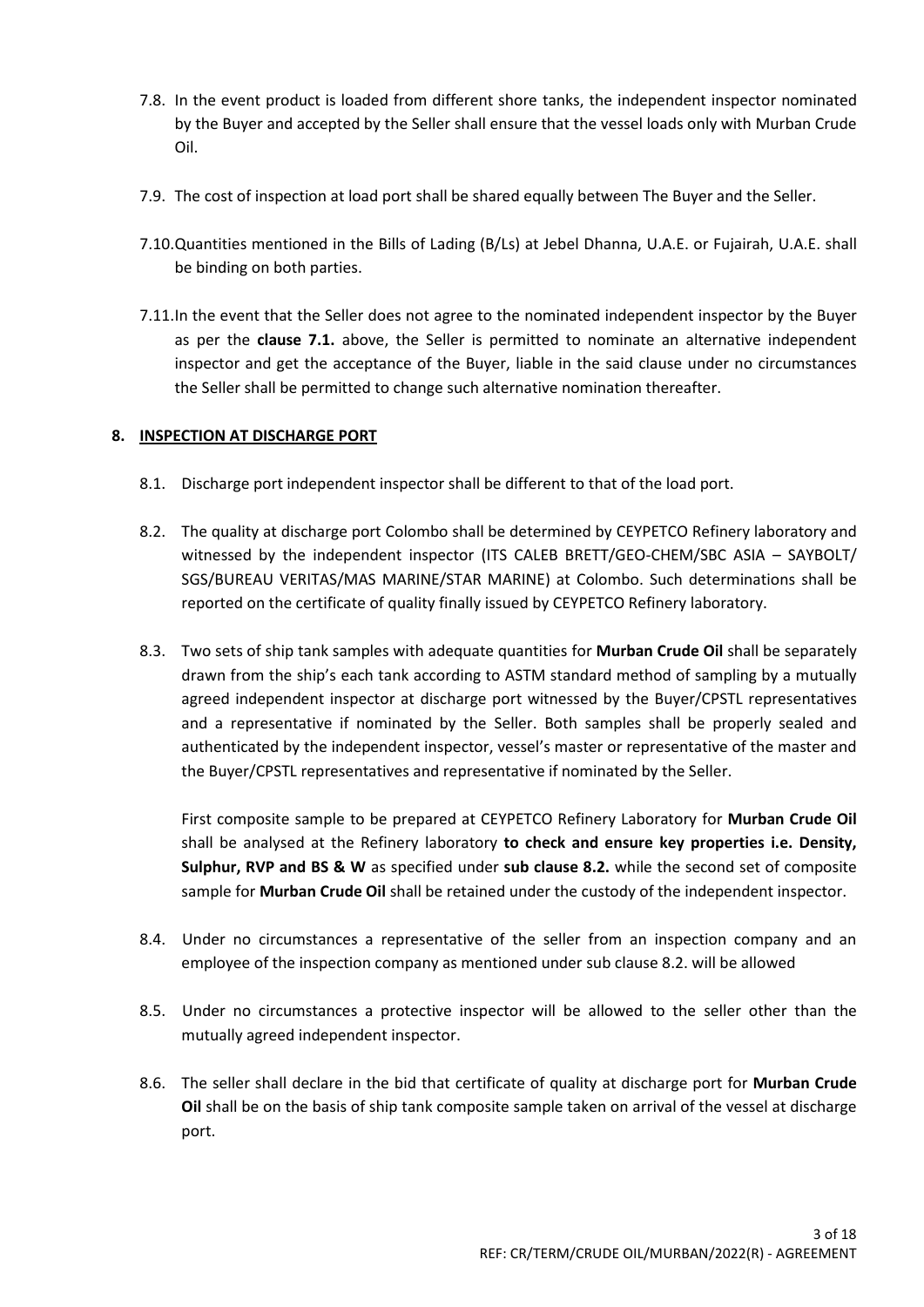7.8. In the event product is loaded from different shore tanks, the independent inspector nominated by the Buyer and accepted by the Seller shall ensure that the vessel loads only with Murban Crude Oil.

7.9. The cost of inspection at load port shall be shared equally between The Buyer and the Seller.

7.10. Quantities mentioned in the Bills of Lading (B/Ls) at Jebel Dhanna, U.A.E. or Fujairah, U.A.E. shall be binding on both parties.

7.11. In the event that the Seller does not agree to the nominated independent inspector by the Buyer as per the **clause 7.1.** above, the Seller is permitted to nominate an alternative independent inspector and get the acceptance of the Buyer, liable in the said clause under no circumstances the Seller shall be permitted to change such alternative nomination thereafter.

## 8. INSPECTION AT DISCHARGE PORT

8.1. Discharge port independent inspector shall be different to that of the load port.

8.2. The quality at discharge port Colombo shall be determined by CEYPETCO Refinery laboratory and witnessed by the independent inspector (ITS CALEB BRETT/GEO-CHEM/SBC ASIA – SAYBOLT/ SGS/BUREAU VERITAS/MAS MARINE/STAR MARINE) at Colombo. Such determinations shall be reported on the certificate of quality finally issued by CEYPETCO Refinery laboratory.

8.3. Two sets of ship tank samples with adequate quantities for **Murban Crude Oil** shall be separately drawn from the ship's each tank according to ASTM standard method of sampling by a mutually agreed independent inspector at discharge port witnessed by the Buyer/CPSTL representatives and a representative if nominated by the Seller. Both samples shall be properly sealed and authenticated by the independent inspector, vessel's master or representative of the master and the Buyer/CPSTL representatives and representative if nominated by the Seller.

First composite sample to be prepared at CEYPETCO Refinery Laboratory for **Murban Crude Oil** shall be analysed at the Refinery laboratory **to check and ensure key properties i.e. Density, Sulphur, RVP and BS & W** as specified under **sub clause 8.2.** while the second set of composite sample for **Murban Crude Oil** shall be retained under the custody of the independent inspector.

8.4. Under no circumstances a representative of the seller from an inspection company and an employee of the inspection company as mentioned under sub clause 8.2. will be allowed

8.5. Under no circumstances a protective inspector will be allowed to the seller other than the mutually agreed independent inspector.

8.6. The seller shall declare in the bid that certificate of quality at discharge port for **Murban Crude Oil** shall be on the basis of ship tank composite sample taken on arrival of the vessel at discharge port.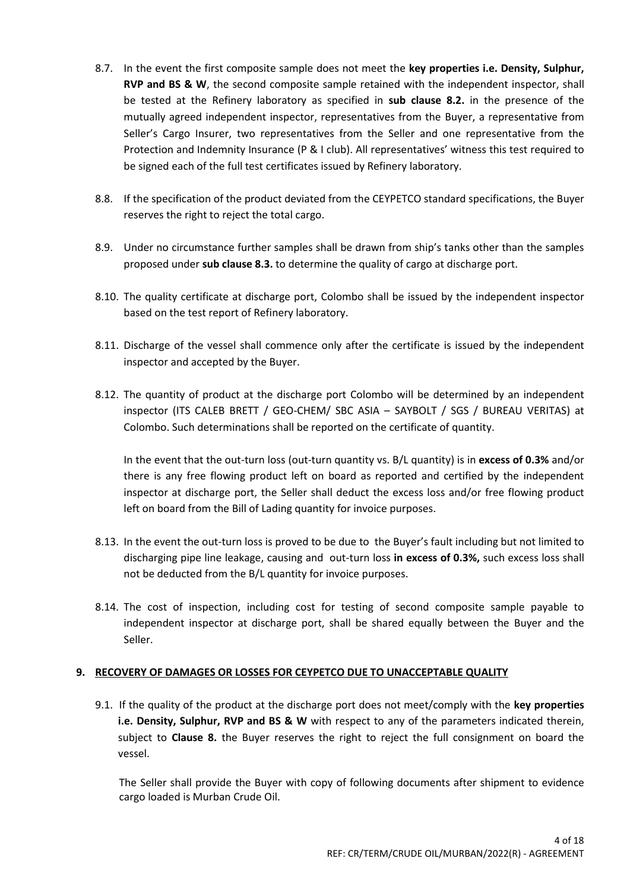8.7. In the event the first composite sample does not meet the **key properties i.e. Density, Sulphur, RVP and BS & W**, the second composite sample retained with the independent inspector, shall be tested at the Refinery laboratory as specified in **sub clause 8.2.** in the presence of the mutually agreed independent inspector, representatives from the Buyer, a representative from Seller's Cargo Insurer, two representatives from the Seller and one representative from the Protection and Indemnity Insurance (P & I club). All representatives' witness this test required to be signed each of the full test certificates issued by Refinery laboratory.

8.8. If the specification of the product deviated from the CEYPETCO standard specifications, the Buyer reserves the right to reject the total cargo.

8.9. Under no circumstance further samples shall be drawn from ship's tanks other than the samples proposed under **sub clause 8.3.** to determine the quality of cargo at discharge port.

8.10. The quality certificate at discharge port, Colombo shall be issued by the independent inspector based on the test report of Refinery laboratory.

8.11. Discharge of the vessel shall commence only after the certificate is issued by the independent inspector and accepted by the Buyer.

8.12. The quantity of product at the discharge port Colombo will be determined by an independent inspector (ITS CALEB BRETT / GEO-CHEM/ SBC ASIA – SAYBOLT / SGS / BUREAU VERITAS) at Colombo. Such determinations shall be reported on the certificate of quantity.

In the event that the out-turn loss (out-turn quantity vs. B/L quantity) is in **excess of 0.3%** and/or there is any free flowing product left on board as reported and certified by the independent inspector at discharge port, the Seller shall deduct the excess loss and/or free flowing product left on board from the Bill of Lading quantity for invoice purposes.

8.13. In the event the out-turn loss is proved to be due to the Buyer's fault including but not limited to discharging pipe line leakage, causing and out-turn loss **in excess of 0.3%,** such excess loss shall not be deducted from the B/L quantity for invoice purposes.

8.14. The cost of inspection, including cost for testing of second composite sample payable to independent inspector at discharge port, shall be shared equally between the Buyer and the Seller.

## 9. RECOVERY OF DAMAGES OR LOSSES FOR CEYPETCO DUE TO UNACCEPTABLE QUALITY

9.1. If the quality of the product at the discharge port does not meet/comply with the **key properties i.e. Density, Sulphur, RVP and BS & W** with respect to any of the parameters indicated therein, subject to **Clause 8.** the Buyer reserves the right to reject the full consignment on board the vessel.

The Seller shall provide the Buyer with copy of following documents after shipment to evidence cargo loaded is Murban Crude Oil.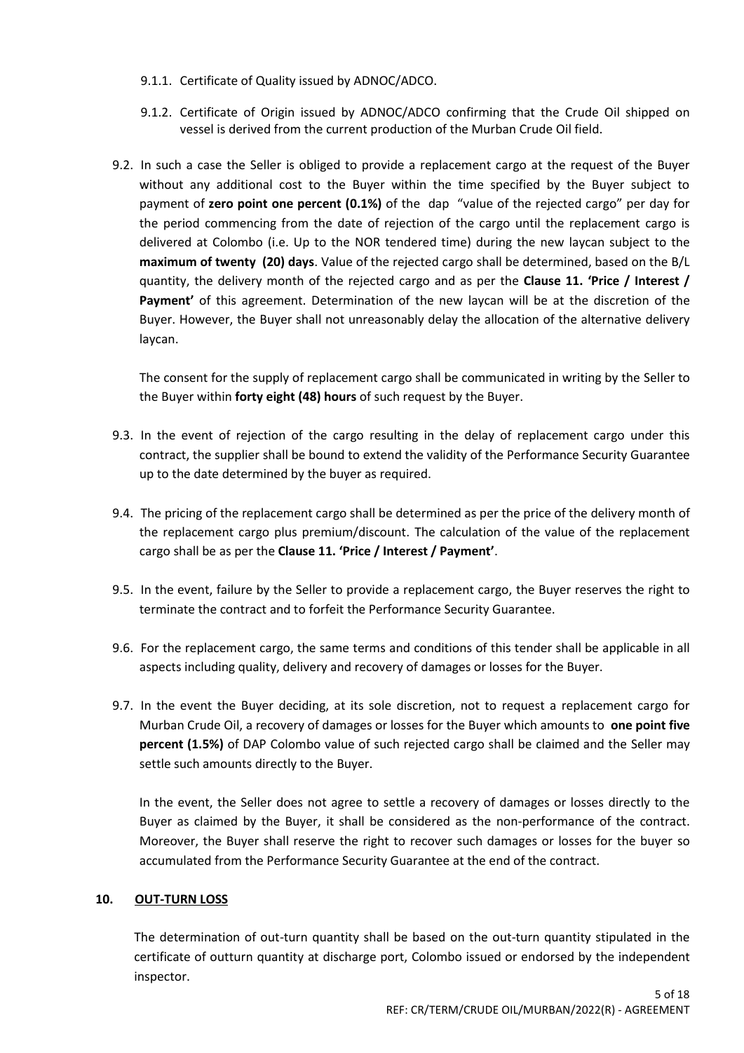9.1.1. Certificate of Quality issued by ADNOC/ADCO.

9.1.2. Certificate of Origin issued by ADNOC/ADCO confirming that the Crude Oil shipped on vessel is derived from the current production of the Murban Crude Oil field.

9.2. In such a case the Seller is obliged to provide a replacement cargo at the request of the Buyer without any additional cost to the Buyer within the time specified by the Buyer subject to payment of **zero point one percent (0.1%)** of the dap "value of the rejected cargo" per day for the period commencing from the date of rejection of the cargo until the replacement cargo is delivered at Colombo (i.e. Up to the NOR tendered time) during the new laycan subject to the **maximum of twenty (20) days**. Value of the rejected cargo shall be determined, based on the B/L quantity, the delivery month of the rejected cargo and as per the **Clause 11. 'Price / Interest / Payment'** of this agreement. Determination of the new laycan will be at the discretion of the Buyer. However, the Buyer shall not unreasonably delay the allocation of the alternative delivery laycan.

The consent for the supply of replacement cargo shall be communicated in writing by the Seller to the Buyer within **forty eight (48) hours** of such request by the Buyer.

9.3. In the event of rejection of the cargo resulting in the delay of replacement cargo under this contract, the supplier shall be bound to extend the validity of the Performance Security Guarantee up to the date determined by the buyer as required.

9.4. The pricing of the replacement cargo shall be determined as per the price of the delivery month of the replacement cargo plus premium/discount. The calculation of the value of the replacement cargo shall be as per the **Clause 11. 'Price / Interest / Payment'**.

9.5. In the event, failure by the Seller to provide a replacement cargo, the Buyer reserves the right to terminate the contract and to forfeit the Performance Security Guarantee.

9.6. For the replacement cargo, the same terms and conditions of this tender shall be applicable in all aspects including quality, delivery and recovery of damages or losses for the Buyer.

9.7. In the event the Buyer deciding, at its sole discretion, not to request a replacement cargo for Murban Crude Oil, a recovery of damages or losses for the Buyer which amounts to **one point five percent (1.5%)** of DAP Colombo value of such rejected cargo shall be claimed and the Seller may settle such amounts directly to the Buyer.

In the event, the Seller does not agree to settle a recovery of damages or losses directly to the Buyer as claimed by the Buyer, it shall be considered as the non-performance of the contract. Moreover, the Buyer shall reserve the right to recover such damages or losses for the buyer so accumulated from the Performance Security Guarantee at the end of the contract.

## 10. OUT-TURN LOSS

The determination of out-turn quantity shall be based on the out-turn quantity stipulated in the certificate of outturn quantity at discharge port, Colombo issued or endorsed by the independent inspector.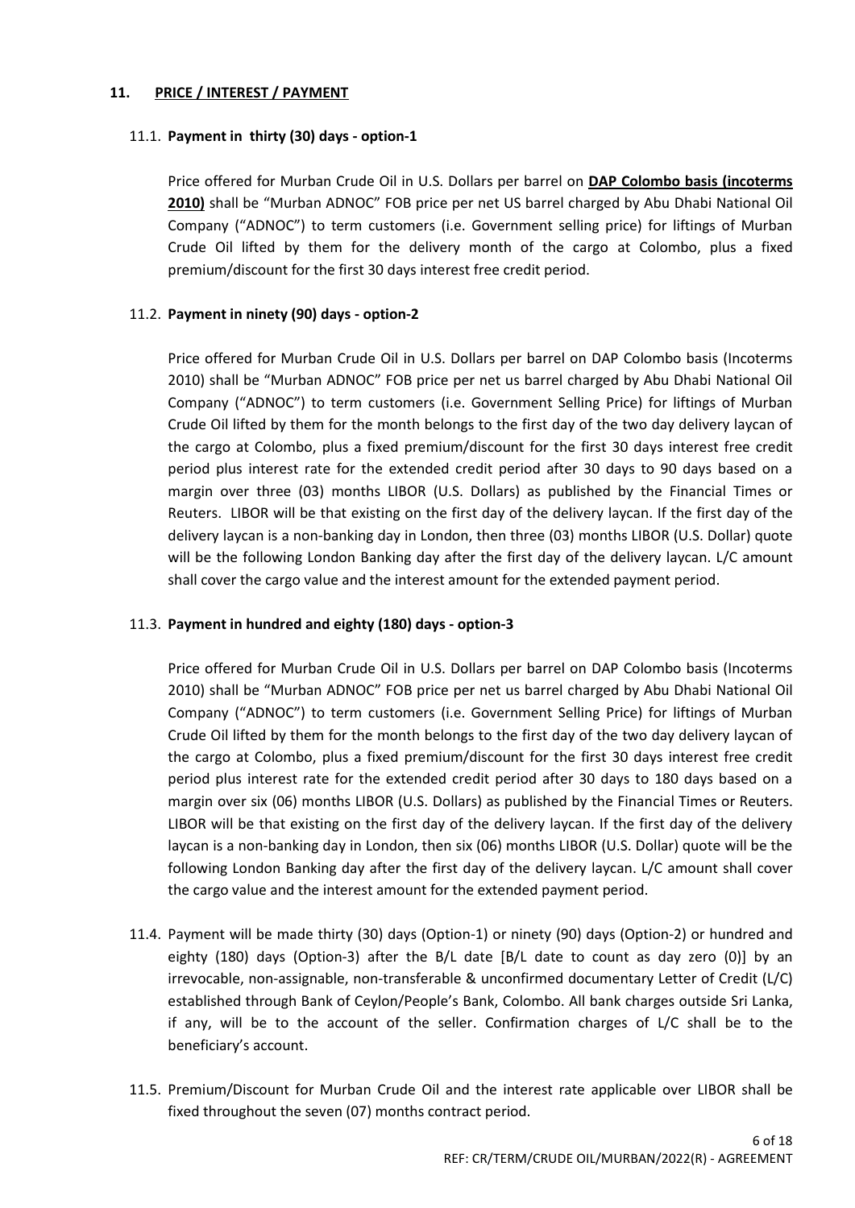## 11. <u>PRICE / INTEREST / PAYMENT</u>

### 11.1. **Payment in thirty (30) days - option-1**

Price offered for Murban Crude Oil in U.S. Dollars per barrel on **<u>DAP Colombo basis (incoterms 2010)</u>** shall be "Murban ADNOC" FOB price per net US barrel charged by Abu Dhabi National Oil Company ("ADNOC") to term customers (i.e. Government selling price) for liftings of Murban Crude Oil lifted by them for the delivery month of the cargo at Colombo, plus a fixed premium/discount for the first 30 days interest free credit period.

### 11.2. **Payment in ninety (90) days - option-2**

Price offered for Murban Crude Oil in U.S. Dollars per barrel on DAP Colombo basis (Incoterms 2010) shall be "Murban ADNOC" FOB price per net us barrel charged by Abu Dhabi National Oil Company ("ADNOC") to term customers (i.e. Government Selling Price) for liftings of Murban Crude Oil lifted by them for the month belongs to the first day of the two day delivery laycan of the cargo at Colombo, plus a fixed premium/discount for the first 30 days interest free credit period plus interest rate for the extended credit period after 30 days to 90 days based on a margin over three (03) months LIBOR (U.S. Dollars) as published by the Financial Times or Reuters. LIBOR will be that existing on the first day of the delivery laycan. If the first day of the delivery laycan is a non-banking day in London, then three (03) months LIBOR (U.S. Dollar) quote will be the following London Banking day after the first day of the delivery laycan. L/C amount shall cover the cargo value and the interest amount for the extended payment period.

### 11.3. **Payment in hundred and eighty (180) days - option-3**

Price offered for Murban Crude Oil in U.S. Dollars per barrel on DAP Colombo basis (Incoterms 2010) shall be "Murban ADNOC" FOB price per net us barrel charged by Abu Dhabi National Oil Company ("ADNOC") to term customers (i.e. Government Selling Price) for liftings of Murban Crude Oil lifted by them for the month belongs to the first day of the two day delivery laycan of the cargo at Colombo, plus a fixed premium/discount for the first 30 days interest free credit period plus interest rate for the extended credit period after 30 days to 180 days based on a margin over six (06) months LIBOR (U.S. Dollars) as published by the Financial Times or Reuters. LIBOR will be that existing on the first day of the delivery laycan. If the first day of the delivery laycan is a non-banking day in London, then six (06) months LIBOR (U.S. Dollar) quote will be the following London Banking day after the first day of the delivery laycan. L/C amount shall cover the cargo value and the interest amount for the extended payment period.

11.4. Payment will be made thirty (30) days (Option-1) or ninety (90) days (Option-2) or hundred and eighty (180) days (Option-3) after the B/L date [B/L date to count as day zero (0)] by an irrevocable, non-assignable, non-transferable & unconfirmed documentary Letter of Credit (L/C) established through Bank of Ceylon/People's Bank, Colombo. All bank charges outside Sri Lanka, if any, will be to the account of the seller. Confirmation charges of L/C shall be to the beneficiary's account.

11.5. Premium/Discount for Murban Crude Oil and the interest rate applicable over LIBOR shall be fixed throughout the seven (07) months contract period.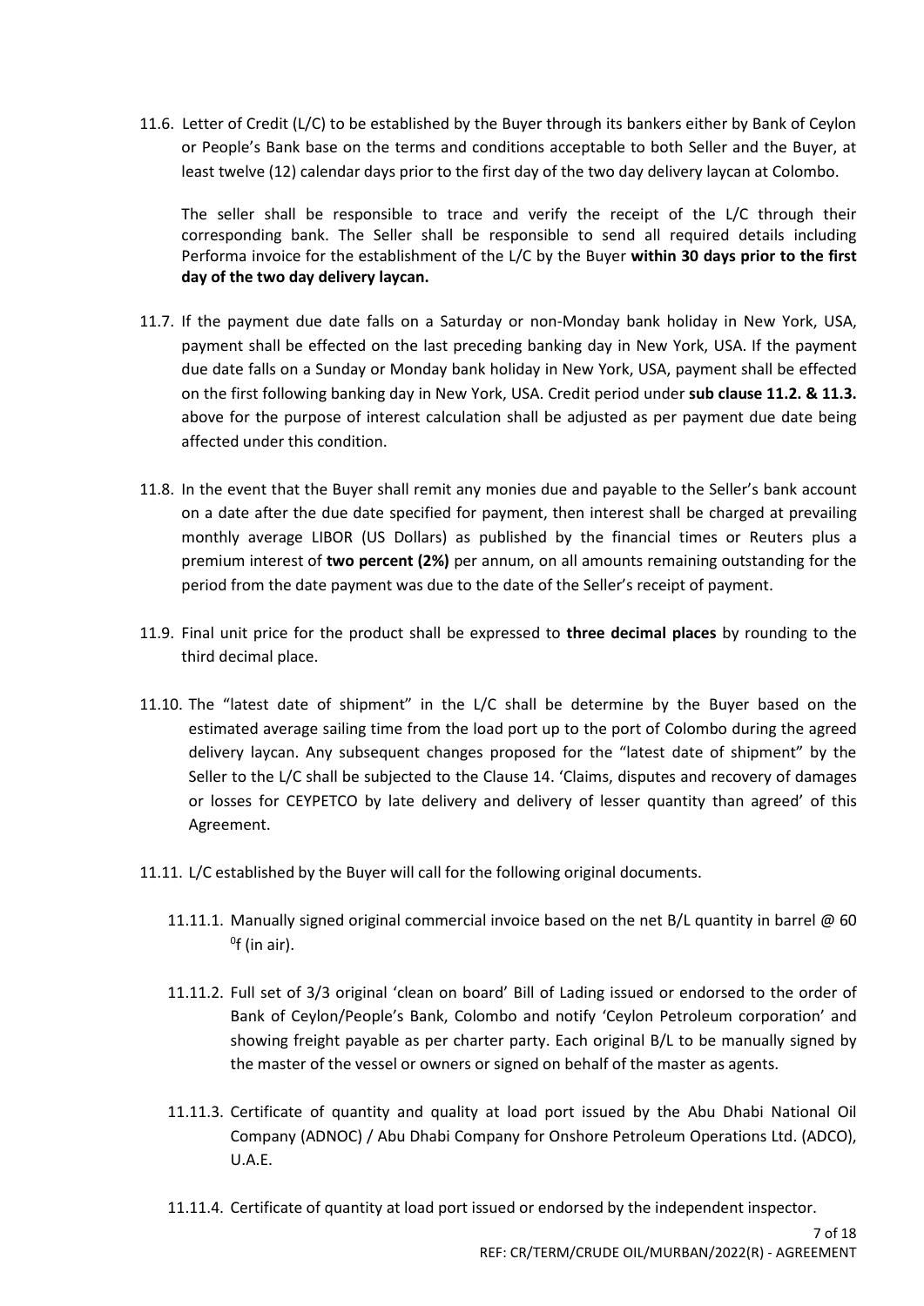11.6. Letter of Credit (L/C) to be established by the Buyer through its bankers either by Bank of Ceylon or People's Bank base on the terms and conditions acceptable to both Seller and the Buyer, at least twelve (12) calendar days prior to the first day of the two day delivery laycan at Colombo.

The seller shall be responsible to trace and verify the receipt of the L/C through their corresponding bank. The Seller shall be responsible to send all required details including Performa invoice for the establishment of the L/C by the Buyer **within 30 days prior to the first day of the two day delivery laycan.**

11.7. If the payment due date falls on a Saturday or non-Monday bank holiday in New York, USA, payment shall be effected on the last preceding banking day in New York, USA. If the payment due date falls on a Sunday or Monday bank holiday in New York, USA, payment shall be effected on the first following banking day in New York, USA. Credit period under **sub clause 11.2. & 11.3.** above for the purpose of interest calculation shall be adjusted as per payment due date being affected under this condition.

11.8. In the event that the Buyer shall remit any monies due and payable to the Seller's bank account on a date after the due date specified for payment, then interest shall be charged at prevailing monthly average LIBOR (US Dollars) as published by the financial times or Reuters plus a premium interest of **two percent (2%)** per annum, on all amounts remaining outstanding for the period from the date payment was due to the date of the Seller's receipt of payment.

11.9. Final unit price for the product shall be expressed to **three decimal places** by rounding to the third decimal place.

11.10. The "latest date of shipment" in the L/C shall be determine by the Buyer based on the estimated average sailing time from the load port up to the port of Colombo during the agreed delivery laycan. Any subsequent changes proposed for the "latest date of shipment" by the Seller to the L/C shall be subjected to the Clause 14. 'Claims, disputes and recovery of damages or losses for CEYPETCO by late delivery and delivery of lesser quantity than agreed' of this Agreement.

11.11. L/C established by the Buyer will call for the following original documents.

11.11.1. Manually signed original commercial invoice based on the net B/L quantity in barrel @ 60 $^{0}$f (in air).

11.11.2. Full set of 3/3 original 'clean on board' Bill of Lading issued or endorsed to the order of Bank of Ceylon/People's Bank, Colombo and notify 'Ceylon Petroleum corporation' and showing freight payable as per charter party. Each original B/L to be manually signed by the master of the vessel or owners or signed on behalf of the master as agents.

11.11.3. Certificate of quantity and quality at load port issued by the Abu Dhabi National Oil Company (ADNOC) / Abu Dhabi Company for Onshore Petroleum Operations Ltd. (ADCO), U.A.E.

11.11.4. Certificate of quantity at load port issued or endorsed by the independent inspector.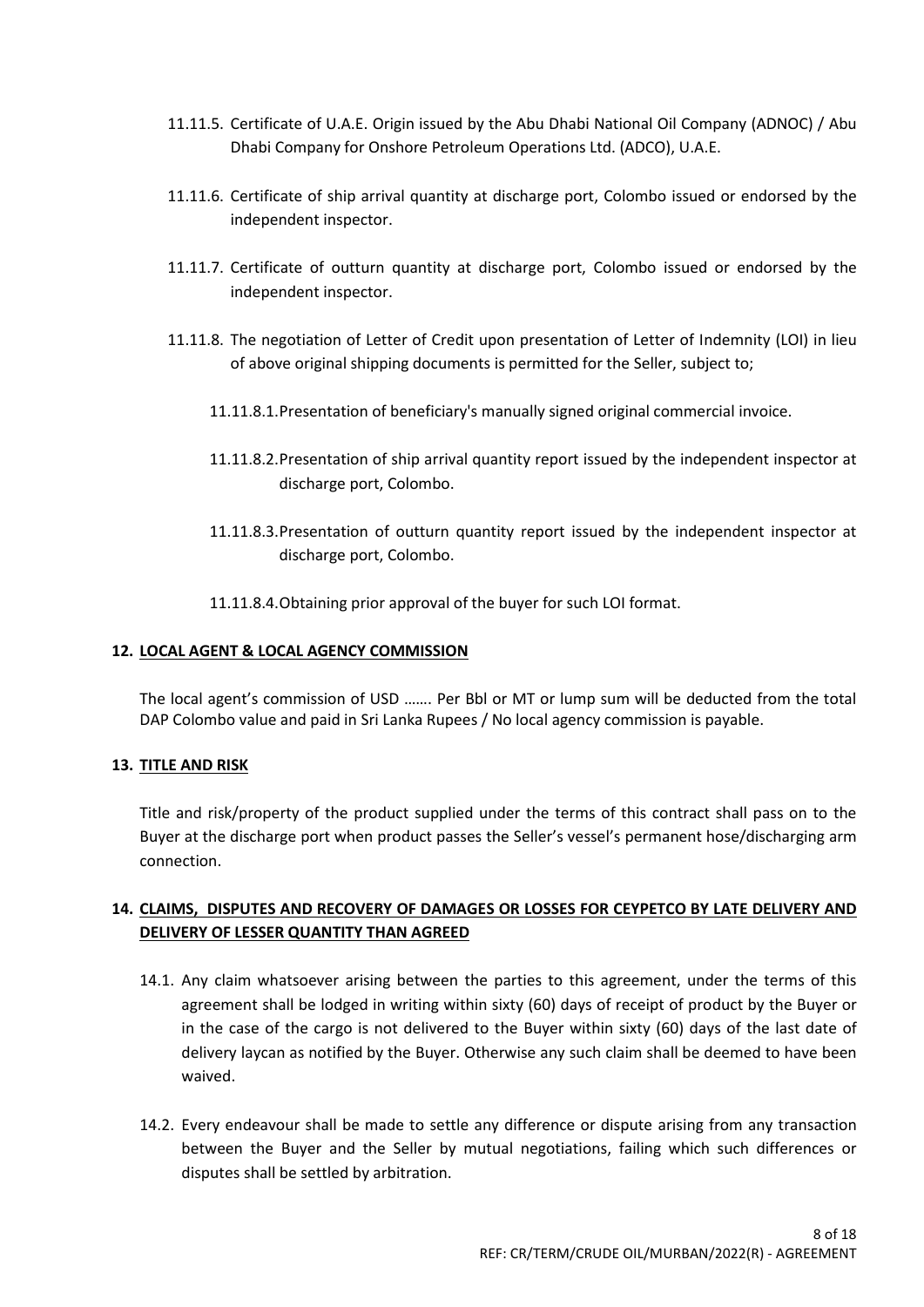11.11.5. Certificate of U.A.E. Origin issued by the Abu Dhabi National Oil Company (ADNOC) / Abu Dhabi Company for Onshore Petroleum Operations Ltd. (ADCO), U.A.E.

11.11.6. Certificate of ship arrival quantity at discharge port, Colombo issued or endorsed by the independent inspector.

11.11.7. Certificate of outturn quantity at discharge port, Colombo issued or endorsed by the independent inspector.

11.11.8. The negotiation of Letter of Credit upon presentation of Letter of Indemnity (LOI) in lieu of above original shipping documents is permitted for the Seller, subject to;

11.11.8.1. Presentation of beneficiary's manually signed original commercial invoice.

11.11.8.2. Presentation of ship arrival quantity report issued by the independent inspector at discharge port, Colombo.

11.11.8.3. Presentation of outturn quantity report issued by the independent inspector at discharge port, Colombo.

11.11.8.4. Obtaining prior approval of the buyer for such LOI format.

## 12. LOCAL AGENT & LOCAL AGENCY COMMISSION

The local agent's commission of USD ……. Per Bbl or MT or lump sum will be deducted from the total DAP Colombo value and paid in Sri Lanka Rupees / No local agency commission is payable.

## 13. TITLE AND RISK

Title and risk/property of the product supplied under the terms of this contract shall pass on to the Buyer at the discharge port when product passes the Seller's vessel's permanent hose/discharging arm connection.

## 14. CLAIMS, DISPUTES AND RECOVERY OF DAMAGES OR LOSSES FOR CEYPETCO BY LATE DELIVERY AND DELIVERY OF LESSER QUANTITY THAN AGREED

14.1. Any claim whatsoever arising between the parties to this agreement, under the terms of this agreement shall be lodged in writing within sixty (60) days of receipt of product by the Buyer or in the case of the cargo is not delivered to the Buyer within sixty (60) days of the last date of delivery laycan as notified by the Buyer. Otherwise any such claim shall be deemed to have been waived.

14.2. Every endeavour shall be made to settle any difference or dispute arising from any transaction between the Buyer and the Seller by mutual negotiations, failing which such differences or disputes shall be settled by arbitration.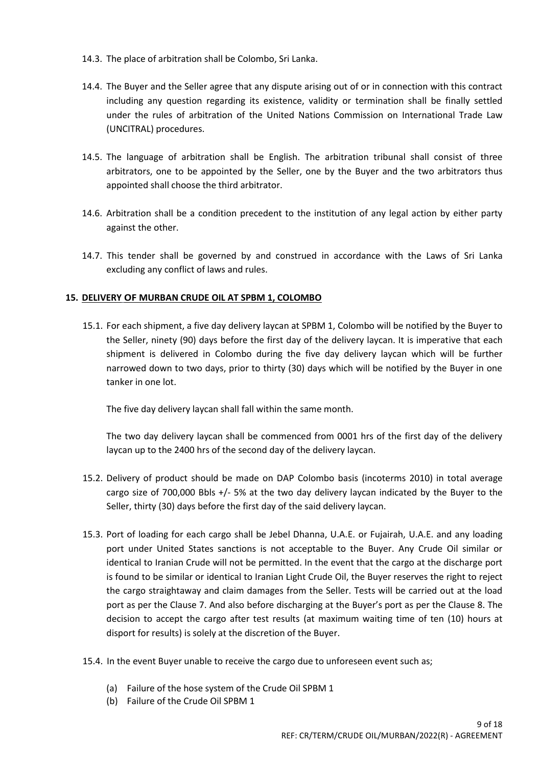14.3. The place of arbitration shall be Colombo, Sri Lanka.

14.4. The Buyer and the Seller agree that any dispute arising out of or in connection with this contract including any question regarding its existence, validity or termination shall be finally settled under the rules of arbitration of the United Nations Commission on International Trade Law (UNCITRAL) procedures.

14.5. The language of arbitration shall be English. The arbitration tribunal shall consist of three arbitrators, one to be appointed by the Seller, one by the Buyer and the two arbitrators thus appointed shall choose the third arbitrator.

14.6. Arbitration shall be a condition precedent to the institution of any legal action by either party against the other.

14.7. This tender shall be governed by and construed in accordance with the Laws of Sri Lanka excluding any conflict of laws and rules.

## 15. DELIVERY OF MURBAN CRUDE OIL AT SPBM 1, COLOMBO

15.1. For each shipment, a five day delivery laycan at SPBM 1, Colombo will be notified by the Buyer to the Seller, ninety (90) days before the first day of the delivery laycan. It is imperative that each shipment is delivered in Colombo during the five day delivery laycan which will be further narrowed down to two days, prior to thirty (30) days which will be notified by the Buyer in one tanker in one lot.

The five day delivery laycan shall fall within the same month.

The two day delivery laycan shall be commenced from 0001 hrs of the first day of the delivery laycan up to the 2400 hrs of the second day of the delivery laycan.

15.2. Delivery of product should be made on DAP Colombo basis (incoterms 2010) in total average cargo size of 700,000 Bbls +/- 5% at the two day delivery laycan indicated by the Buyer to the Seller, thirty (30) days before the first day of the said delivery laycan.

15.3. Port of loading for each cargo shall be Jebel Dhanna, U.A.E. or Fujairah, U.A.E. and any loading port under United States sanctions is not acceptable to the Buyer. Any Crude Oil similar or identical to Iranian Crude will not be permitted. In the event that the cargo at the discharge port is found to be similar or identical to Iranian Light Crude Oil, the Buyer reserves the right to reject the cargo straightaway and claim damages from the Seller. Tests will be carried out at the load port as per the Clause 7. And also before discharging at the Buyer's port as per the Clause 8. The decision to accept the cargo after test results (at maximum waiting time of ten (10) hours at disport for results) is solely at the discretion of the Buyer.

15.4. In the event Buyer unable to receive the cargo due to unforeseen event such as;

(a) Failure of the hose system of the Crude Oil SPBM 1
(b) Failure of the Crude Oil SPBM 1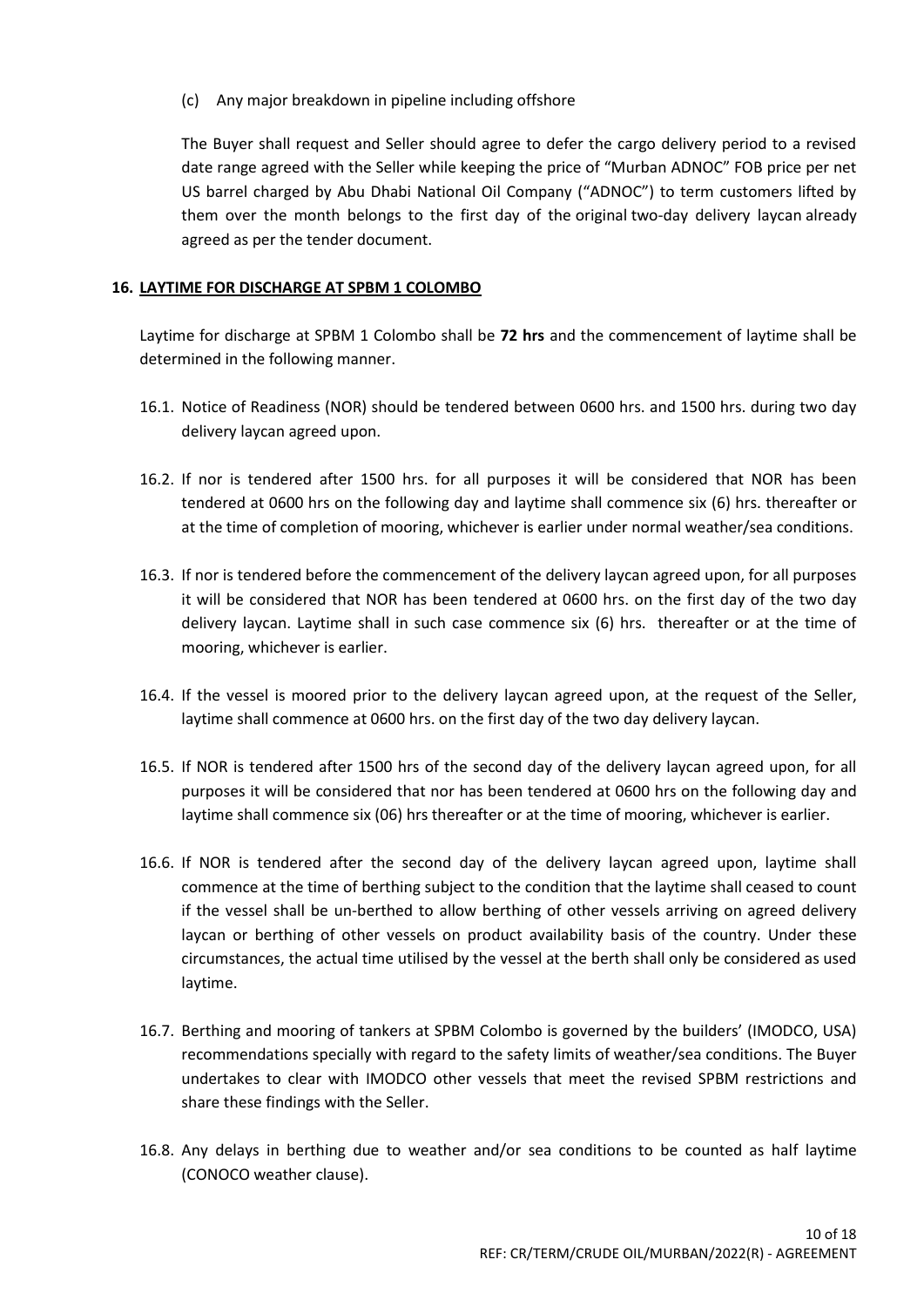(c) Any major breakdown in pipeline including offshore

The Buyer shall request and Seller should agree to defer the cargo delivery period to a revised date range agreed with the Seller while keeping the price of "Murban ADNOC" FOB price per net US barrel charged by Abu Dhabi National Oil Company ("ADNOC") to term customers lifted by them over the month belongs to the first day of the original two-day delivery laycan already agreed as per the tender document.

**16. LAYTIME FOR DISCHARGE AT SPBM 1 COLOMBO**

Laytime for discharge at SPBM 1 Colombo shall be **72 hrs** and the commencement of laytime shall be determined in the following manner.

16.1. Notice of Readiness (NOR) should be tendered between 0600 hrs. and 1500 hrs. during two day delivery laycan agreed upon.

16.2. If nor is tendered after 1500 hrs. for all purposes it will be considered that NOR has been tendered at 0600 hrs on the following day and laytime shall commence six (6) hrs. thereafter or at the time of completion of mooring, whichever is earlier under normal weather/sea conditions.

16.3. If nor is tendered before the commencement of the delivery laycan agreed upon, for all purposes it will be considered that NOR has been tendered at 0600 hrs. on the first day of the two day delivery laycan. Laytime shall in such case commence six (6) hrs. thereafter or at the time of mooring, whichever is earlier.

16.4. If the vessel is moored prior to the delivery laycan agreed upon, at the request of the Seller, laytime shall commence at 0600 hrs. on the first day of the two day delivery laycan.

16.5. If NOR is tendered after 1500 hrs of the second day of the delivery laycan agreed upon, for all purposes it will be considered that nor has been tendered at 0600 hrs on the following day and laytime shall commence six (06) hrs thereafter or at the time of mooring, whichever is earlier.

16.6. If NOR is tendered after the second day of the delivery laycan agreed upon, laytime shall commence at the time of berthing subject to the condition that the laytime shall ceased to count if the vessel shall be un-berthed to allow berthing of other vessels arriving on agreed delivery laycan or berthing of other vessels on product availability basis of the country. Under these circumstances, the actual time utilised by the vessel at the berth shall only be considered as used laytime.

16.7. Berthing and mooring of tankers at SPBM Colombo is governed by the builders' (IMODCO, USA) recommendations specially with regard to the safety limits of weather/sea conditions. The Buyer undertakes to clear with IMODCO other vessels that meet the revised SPBM restrictions and share these findings with the Seller.

16.8. Any delays in berthing due to weather and/or sea conditions to be counted as half laytime (CONOCO weather clause).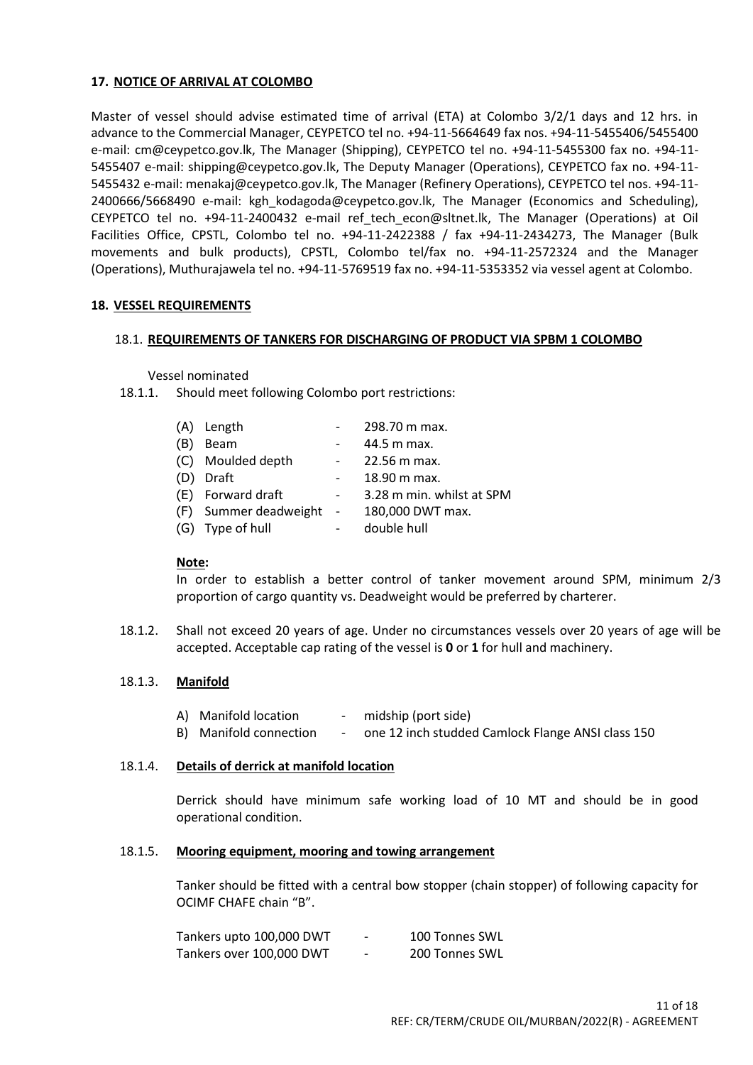## 17. NOTICE OF ARRIVAL AT COLOMBO

Master of vessel should advise estimated time of arrival (ETA) at Colombo 3/2/1 days and 12 hrs. in advance to the Commercial Manager, CEYPETCO tel no. +94-11-5664649 fax nos. +94-11-5455406/5455400 e-mail: cm@ceypetco.gov.lk, The Manager (Shipping), CEYPETCO tel no. +94-11-5455300 fax no. +94-11-5455407 e-mail: shipping@ceypetco.gov.lk, The Deputy Manager (Operations), CEYPETCO fax no. +94-11-5455432 e-mail: menakaj@ceypetco.gov.lk, The Manager (Refinery Operations), CEYPETCO tel nos. +94-11-2400666/5668490 e-mail: kgh_kodagoda@ceypetco.gov.lk, The Manager (Economics and Scheduling), CEYPETCO tel no. +94-11-2400432 e-mail ref_tech_econ@sltnet.lk, The Manager (Operations) at Oil Facilities Office, CPSTL, Colombo tel no. +94-11-2422388 / fax +94-11-2434273, The Manager (Bulk movements and bulk products), CPSTL, Colombo tel/fax no. +94-11-2572324 and the Manager (Operations), Muthurajawela tel no. +94-11-5769519 fax no. +94-11-5353352 via vessel agent at Colombo.

## 18. VESSEL REQUIREMENTS

### 18.1. REQUIREMENTS OF TANKERS FOR DISCHARGING OF PRODUCT VIA SPBM 1 COLOMBO

Vessel nominated

18.1.1. Should meet following Colombo port restrictions:

- (A) Length - 298.70 m max.
- (B) Beam - 44.5 m max.
- (C) Moulded depth - 22.56 m max.
- (D) Draft - 18.90 m max.
- (E) Forward draft - 3.28 m min. whilst at SPM
- (F) Summer deadweight - 180,000 DWT max.
- (G) Type of hull - double hull

**Note:**

In order to establish a better control of tanker movement around SPM, minimum 2/3 proportion of cargo quantity vs. Deadweight would be preferred by charterer.

18.1.2. Shall not exceed 20 years of age. Under no circumstances vessels over 20 years of age will be accepted. Acceptable cap rating of the vessel is **0** or **1** for hull and machinery.

18.1.3. **Manifold**

- A) Manifold location - midship (port side)
- B) Manifold connection - one 12 inch studded Camlock Flange ANSI class 150

18.1.4. **Details of derrick at manifold location**

Derrick should have minimum safe working load of 10 MT and should be in good operational condition.

18.1.5. **Mooring equipment, mooring and towing arrangement**

Tanker should be fitted with a central bow stopper (chain stopper) of following capacity for OCIMF CHAFE chain "B".

| | | |
|---|---|---|
| Tankers upto 100,000 DWT | - | 100 Tonnes SWL |
| Tankers over 100,000 DWT | - | 200 Tonnes SWL |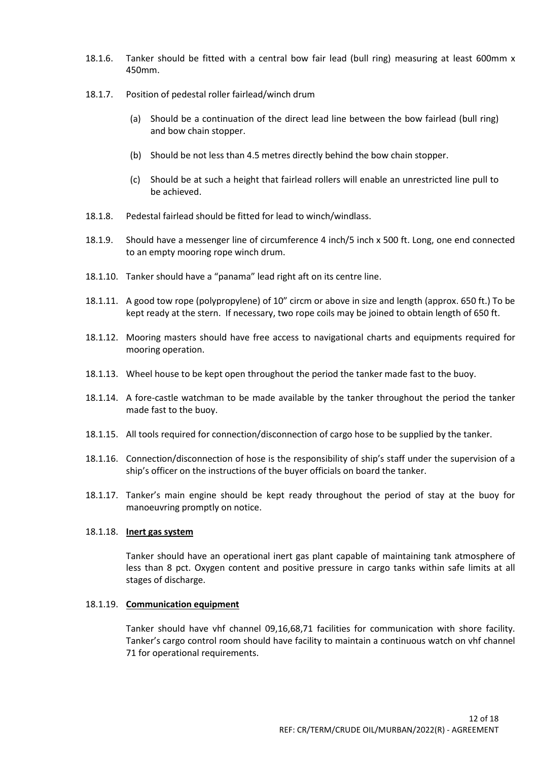18.1.6. Tanker should be fitted with a central bow fair lead (bull ring) measuring at least 600mm x 450mm.

18.1.7. Position of pedestal roller fairlead/winch drum

(a) Should be a continuation of the direct lead line between the bow fairlead (bull ring) and bow chain stopper.

(b) Should be not less than 4.5 metres directly behind the bow chain stopper.

(c) Should be at such a height that fairlead rollers will enable an unrestricted line pull to be achieved.

18.1.8. Pedestal fairlead should be fitted for lead to winch/windlass.

18.1.9. Should have a messenger line of circumference 4 inch/5 inch x 500 ft. Long, one end connected to an empty mooring rope winch drum.

18.1.10. Tanker should have a "panama" lead right aft on its centre line.

18.1.11. A good tow rope (polypropylene) of 10" circm or above in size and length (approx. 650 ft.) To be kept ready at the stern. If necessary, two rope coils may be joined to obtain length of 650 ft.

18.1.12. Mooring masters should have free access to navigational charts and equipments required for mooring operation.

18.1.13. Wheel house to be kept open throughout the period the tanker made fast to the buoy.

18.1.14. A fore-castle watchman to be made available by the tanker throughout the period the tanker made fast to the buoy.

18.1.15. All tools required for connection/disconnection of cargo hose to be supplied by the tanker.

18.1.16. Connection/disconnection of hose is the responsibility of ship's staff under the supervision of a ship's officer on the instructions of the buyer officials on board the tanker.

18.1.17. Tanker's main engine should be kept ready throughout the period of stay at the buoy for manoeuvring promptly on notice.

18.1.18. **Inert gas system**

Tanker should have an operational inert gas plant capable of maintaining tank atmosphere of less than 8 pct. Oxygen content and positive pressure in cargo tanks within safe limits at all stages of discharge.

18.1.19. **Communication equipment**

Tanker should have vhf channel 09,16,68,71 facilities for communication with shore facility. Tanker's cargo control room should have facility to maintain a continuous watch on vhf channel 71 for operational requirements.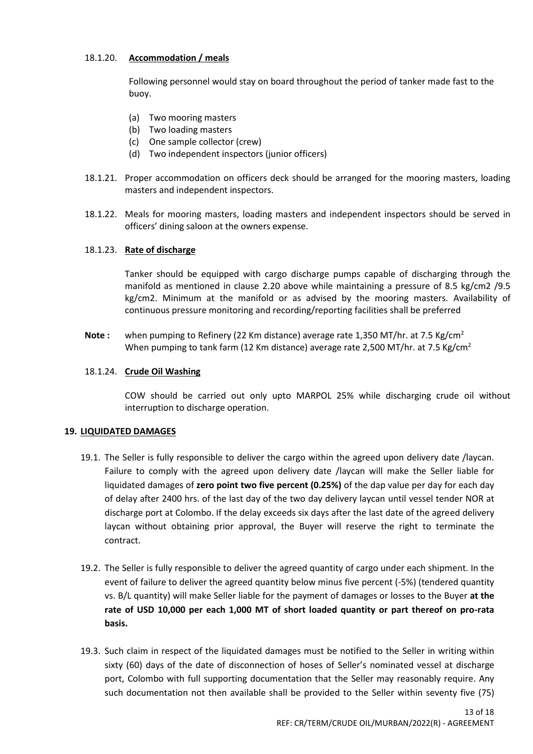18.1.20. **Accommodation / meals**

Following personnel would stay on board throughout the period of tanker made fast to the buoy.

(a) Two mooring masters
(b) Two loading masters
(c) One sample collector (crew)
(d) Two independent inspectors (junior officers)

18.1.21. Proper accommodation on officers deck should be arranged for the mooring masters, loading masters and independent inspectors.

18.1.22. Meals for mooring masters, loading masters and independent inspectors should be served in officers' dining saloon at the owners expense.

18.1.23. **Rate of discharge**

Tanker should be equipped with cargo discharge pumps capable of discharging through the manifold as mentioned in clause 2.20 above while maintaining a pressure of 8.5 kg/cm2 /9.5 kg/cm2. Minimum at the manifold or as advised by the mooring masters. Availability of continuous pressure monitoring and recording/reporting facilities shall be preferred

**Note :** when pumping to Refinery (22 Km distance) average rate 1,350 MT/hr. at 7.5 Kg/cm$^2$
When pumping to tank farm (12 Km distance) average rate 2,500 MT/hr. at 7.5 Kg/cm$^2$

18.1.24. **Crude Oil Washing**

COW should be carried out only upto MARPOL 25% while discharging crude oil without interruption to discharge operation.

## 19. LIQUIDATED DAMAGES

19.1. The Seller is fully responsible to deliver the cargo within the agreed upon delivery date /laycan. Failure to comply with the agreed upon delivery date /laycan will make the Seller liable for liquidated damages of **zero point two five percent (0.25%)** of the dap value per day for each day of delay after 2400 hrs. of the last day of the two day delivery laycan until vessel tender NOR at discharge port at Colombo. If the delay exceeds six days after the last date of the agreed delivery laycan without obtaining prior approval, the Buyer will reserve the right to terminate the contract.

19.2. The Seller is fully responsible to deliver the agreed quantity of cargo under each shipment. In the event of failure to deliver the agreed quantity below minus five percent (-5%) (tendered quantity vs. B/L quantity) will make Seller liable for the payment of damages or losses to the Buyer **at the rate of USD 10,000 per each 1,000 MT of short loaded quantity or part thereof on pro-rata basis.**

19.3. Such claim in respect of the liquidated damages must be notified to the Seller in writing within sixty (60) days of the date of disconnection of hoses of Seller's nominated vessel at discharge port, Colombo with full supporting documentation that the Seller may reasonably require. Any such documentation not then available shall be provided to the Seller within seventy five (75)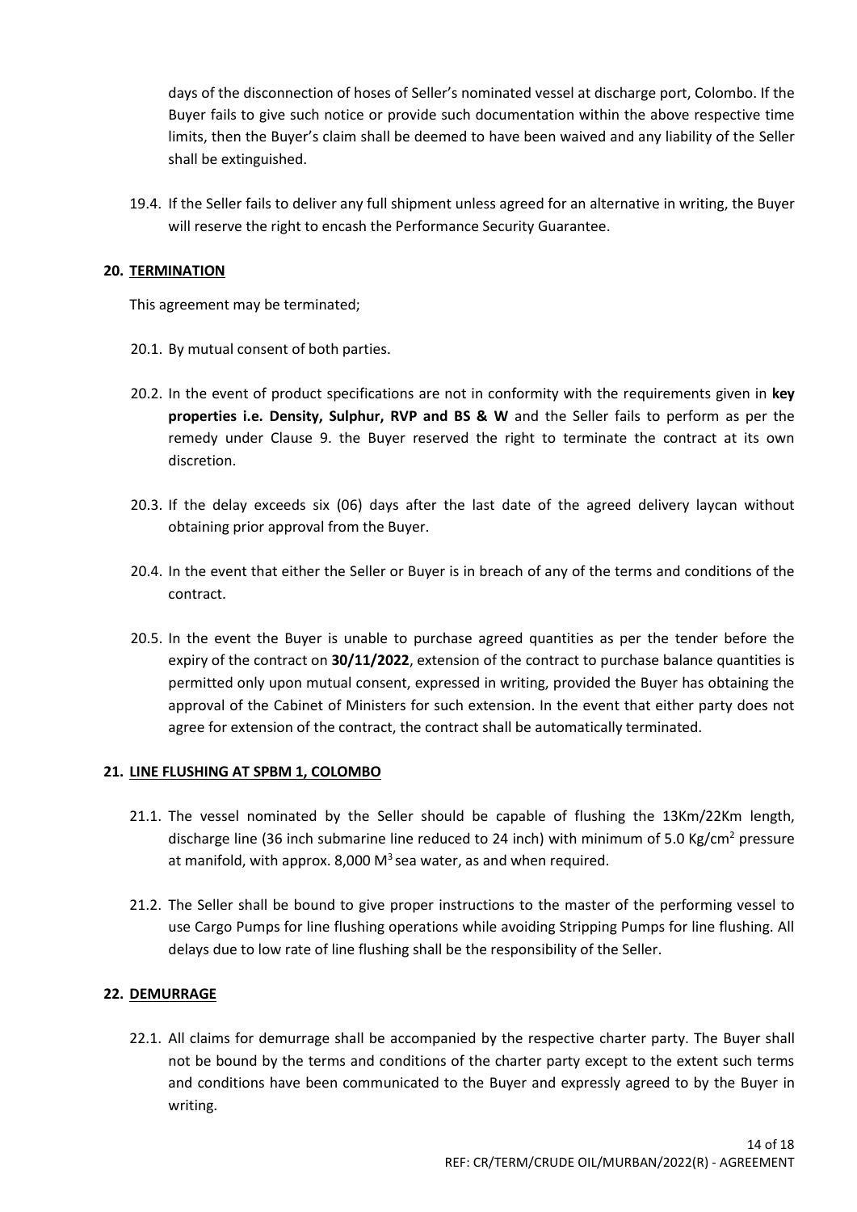days of the disconnection of hoses of Seller's nominated vessel at discharge port, Colombo. If the Buyer fails to give such notice or provide such documentation within the above respective time limits, then the Buyer's claim shall be deemed to have been waived and any liability of the Seller shall be extinguished.

19.4. If the Seller fails to deliver any full shipment unless agreed for an alternative in writing, the Buyer will reserve the right to encash the Performance Security Guarantee.

## 20. TERMINATION

This agreement may be terminated;

20.1. By mutual consent of both parties.

20.2. In the event of product specifications are not in conformity with the requirements given in **key properties i.e. Density, Sulphur, RVP and BS & W** and the Seller fails to perform as per the remedy under Clause 9. the Buyer reserved the right to terminate the contract at its own discretion.

20.3. If the delay exceeds six (06) days after the last date of the agreed delivery laycan without obtaining prior approval from the Buyer.

20.4. In the event that either the Seller or Buyer is in breach of any of the terms and conditions of the contract.

20.5. In the event the Buyer is unable to purchase agreed quantities as per the tender before the expiry of the contract on **30/11/2022**, extension of the contract to purchase balance quantities is permitted only upon mutual consent, expressed in writing, provided the Buyer has obtaining the approval of the Cabinet of Ministers for such extension. In the event that either party does not agree for extension of the contract, the contract shall be automatically terminated.

## 21. LINE FLUSHING AT SPBM 1, COLOMBO

21.1. The vessel nominated by the Seller should be capable of flushing the 13Km/22Km length, discharge line (36 inch submarine line reduced to 24 inch) with minimum of 5.0 $Kg/cm^2$ pressure at manifold, with approx. 8,000 $M^3$ sea water, as and when required.

21.2. The Seller shall be bound to give proper instructions to the master of the performing vessel to use Cargo Pumps for line flushing operations while avoiding Stripping Pumps for line flushing. All delays due to low rate of line flushing shall be the responsibility of the Seller.

## 22. DEMURRAGE

22.1. All claims for demurrage shall be accompanied by the respective charter party. The Buyer shall not be bound by the terms and conditions of the charter party except to the extent such terms and conditions have been communicated to the Buyer and expressly agreed to by the Buyer in writing.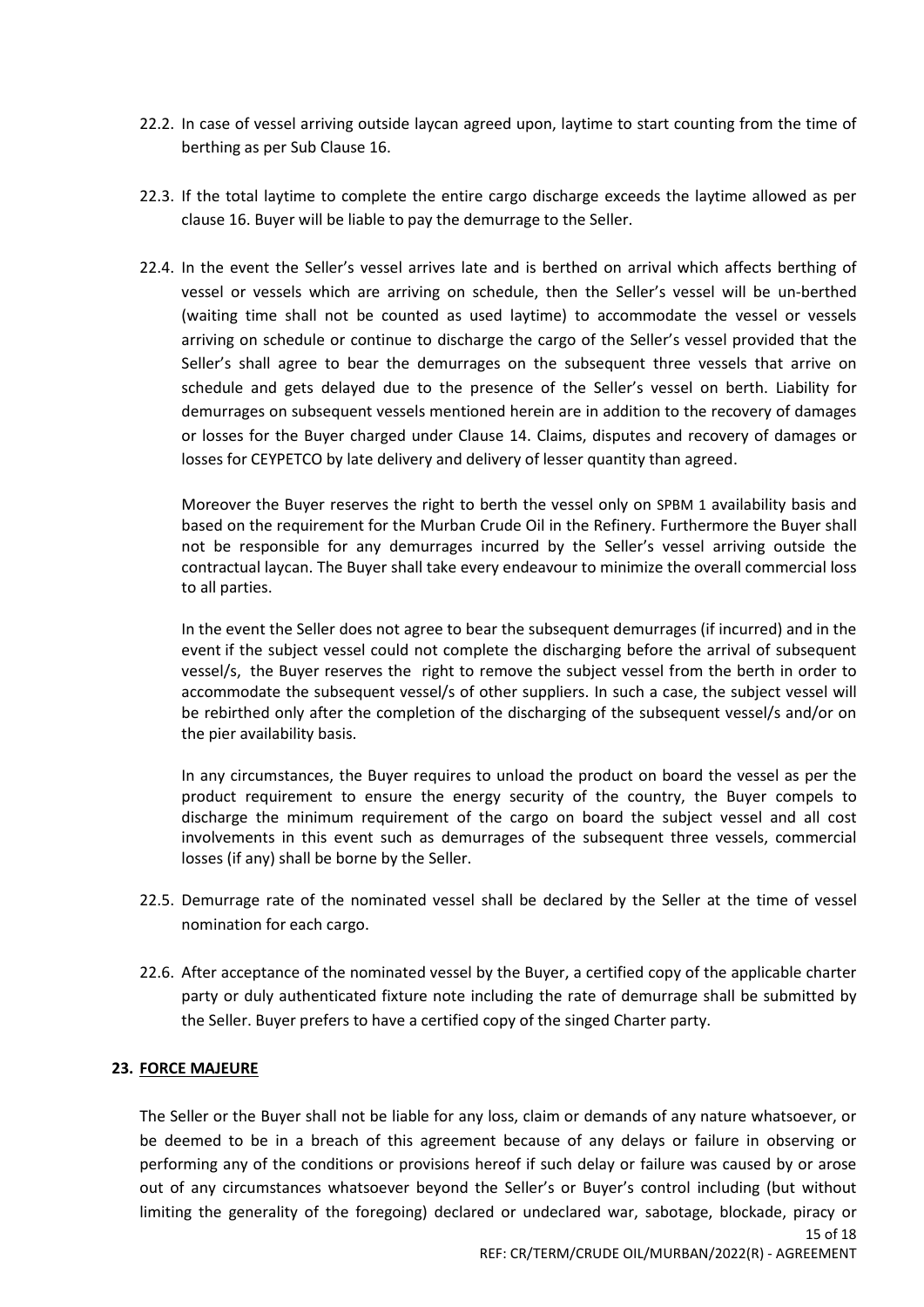22.2. In case of vessel arriving outside laycan agreed upon, laytime to start counting from the time of berthing as per Sub Clause 16.

22.3. If the total laytime to complete the entire cargo discharge exceeds the laytime allowed as per clause 16. Buyer will be liable to pay the demurrage to the Seller.

22.4. In the event the Seller's vessel arrives late and is berthed on arrival which affects berthing of vessel or vessels which are arriving on schedule, then the Seller's vessel will be un-berthed (waiting time shall not be counted as used laytime) to accommodate the vessel or vessels arriving on schedule or continue to discharge the cargo of the Seller's vessel provided that the Seller's shall agree to bear the demurrages on the subsequent three vessels that arrive on schedule and gets delayed due to the presence of the Seller's vessel on berth. Liability for demurrages on subsequent vessels mentioned herein are in addition to the recovery of damages or losses for the Buyer charged under Clause 14. Claims, disputes and recovery of damages or losses for CEYPETCO by late delivery and delivery of lesser quantity than agreed.

Moreover the Buyer reserves the right to berth the vessel only on SPBM 1 availability basis and based on the requirement for the Murban Crude Oil in the Refinery. Furthermore the Buyer shall not be responsible for any demurrages incurred by the Seller's vessel arriving outside the contractual laycan. The Buyer shall take every endeavour to minimize the overall commercial loss to all parties.

In the event the Seller does not agree to bear the subsequent demurrages (if incurred) and in the event if the subject vessel could not complete the discharging before the arrival of subsequent vessel/s, the Buyer reserves the right to remove the subject vessel from the berth in order to accommodate the subsequent vessel/s of other suppliers. In such a case, the subject vessel will be rebirthed only after the completion of the discharging of the subsequent vessel/s and/or on the pier availability basis.

In any circumstances, the Buyer requires to unload the product on board the vessel as per the product requirement to ensure the energy security of the country, the Buyer compels to discharge the minimum requirement of the cargo on board the subject vessel and all cost involvements in this event such as demurrages of the subsequent three vessels, commercial losses (if any) shall be borne by the Seller.

22.5. Demurrage rate of the nominated vessel shall be declared by the Seller at the time of vessel nomination for each cargo.

22.6. After acceptance of the nominated vessel by the Buyer, a certified copy of the applicable charter party or duly authenticated fixture note including the rate of demurrage shall be submitted by the Seller. Buyer prefers to have a certified copy of the singed Charter party.

## 23. FORCE MAJEURE

The Seller or the Buyer shall not be liable for any loss, claim or demands of any nature whatsoever, or be deemed to be in a breach of this agreement because of any delays or failure in observing or performing any of the conditions or provisions hereof if such delay or failure was caused by or arose out of any circumstances whatsoever beyond the Seller's or Buyer's control including (but without limiting the generality of the foregoing) declared or undeclared war, sabotage, blockade, piracy or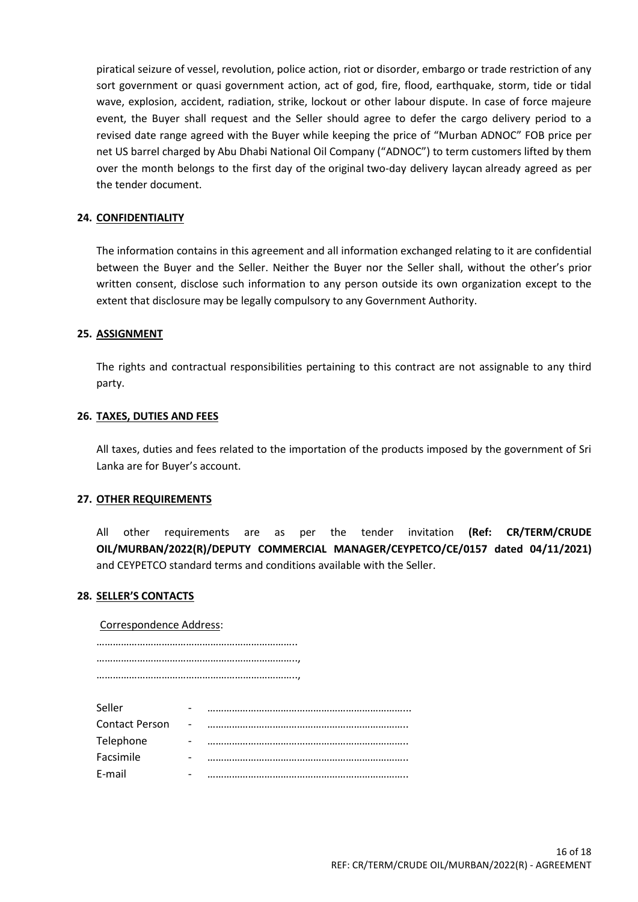piratical seizure of vessel, revolution, police action, riot or disorder, embargo or trade restriction of any sort government or quasi government action, act of god, fire, flood, earthquake, storm, tide or tidal wave, explosion, accident, radiation, strike, lockout or other labour dispute. In case of force majeure event, the Buyer shall request and the Seller should agree to defer the cargo delivery period to a revised date range agreed with the Buyer while keeping the price of "Murban ADNOC" FOB price per net US barrel charged by Abu Dhabi National Oil Company ("ADNOC") to term customers lifted by them over the month belongs to the first day of the original two-day delivery laycan already agreed as per the tender document.

## 24. CONFIDENTIALITY

The information contains in this agreement and all information exchanged relating to it are confidential between the Buyer and the Seller. Neither the Buyer nor the Seller shall, without the other's prior written consent, disclose such information to any person outside its own organization except to the extent that disclosure may be legally compulsory to any Government Authority.

## 25. ASSIGNMENT

The rights and contractual responsibilities pertaining to this contract are not assignable to any third party.

## 26. TAXES, DUTIES AND FEES

All taxes, duties and fees related to the importation of the products imposed by the government of Sri Lanka are for Buyer's account.

## 27. OTHER REQUIREMENTS

All other requirements are as per the tender invitation **(Ref: CR/TERM/CRUDE OIL/MURBAN/2022(R)/DEPUTY COMMERCIAL MANAGER/CEYPETCO/CE/0157 dated 04/11/2021)** and CEYPETCO standard terms and conditions available with the Seller.

## 28. SELLER'S CONTACTS

Correspondence Address:

………………………………………………………………..
………………………………………………………………..,
………………………………………………………………..,

Seller - …………………………………………………………………
Contact Person - ………………………………………………………………..
Telephone - ………………………………………………………………..
Facsimile - ………………………………………………………………..
E-mail - ………………………………………………………………..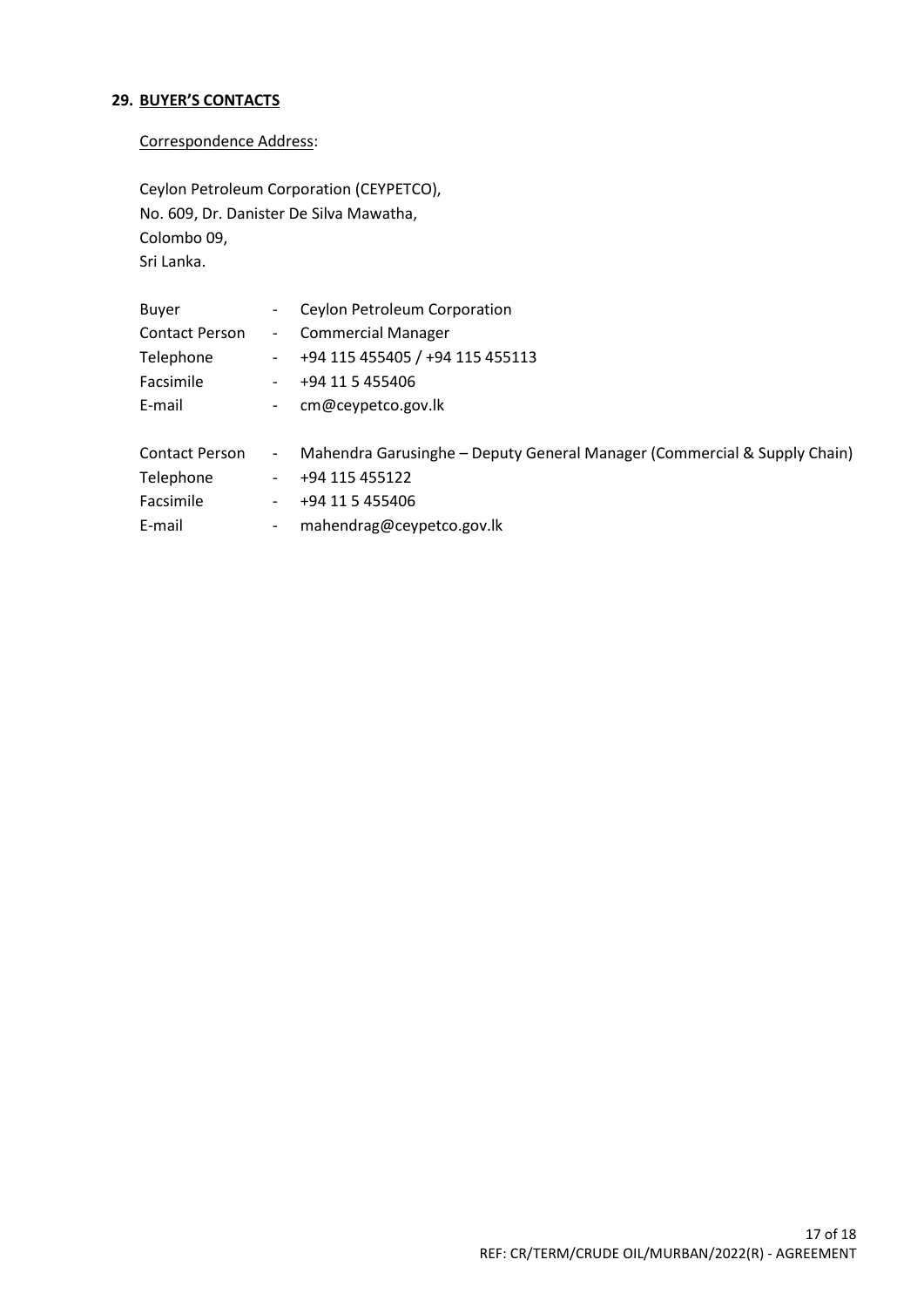## 29. BUYER'S CONTACTS

Correspondence Address:

Ceylon Petroleum Corporation (CEYPETCO),
No. 609, Dr. Danister De Silva Mawatha,
Colombo 09,
Sri Lanka.

| | | |
|---|---|---|
| Buyer | - | Ceylon Petroleum Corporation |
| Contact Person | - | Commercial Manager |
| Telephone | - | +94 115 455405 / +94 115 455113 |
| Facsimile | - | +94 11 5 455406 |
| E-mail | - | cm@ceypetco.gov.lk |

| | | |
|---|---|---|
| Contact Person | - | Mahendra Garusinghe – Deputy General Manager (Commercial & Supply Chain) |
| Telephone | - | +94 115 455122 |
| Facsimile | - | +94 11 5 455406 |
| E-mail | - | mahendrag@ceypetco.gov.lk |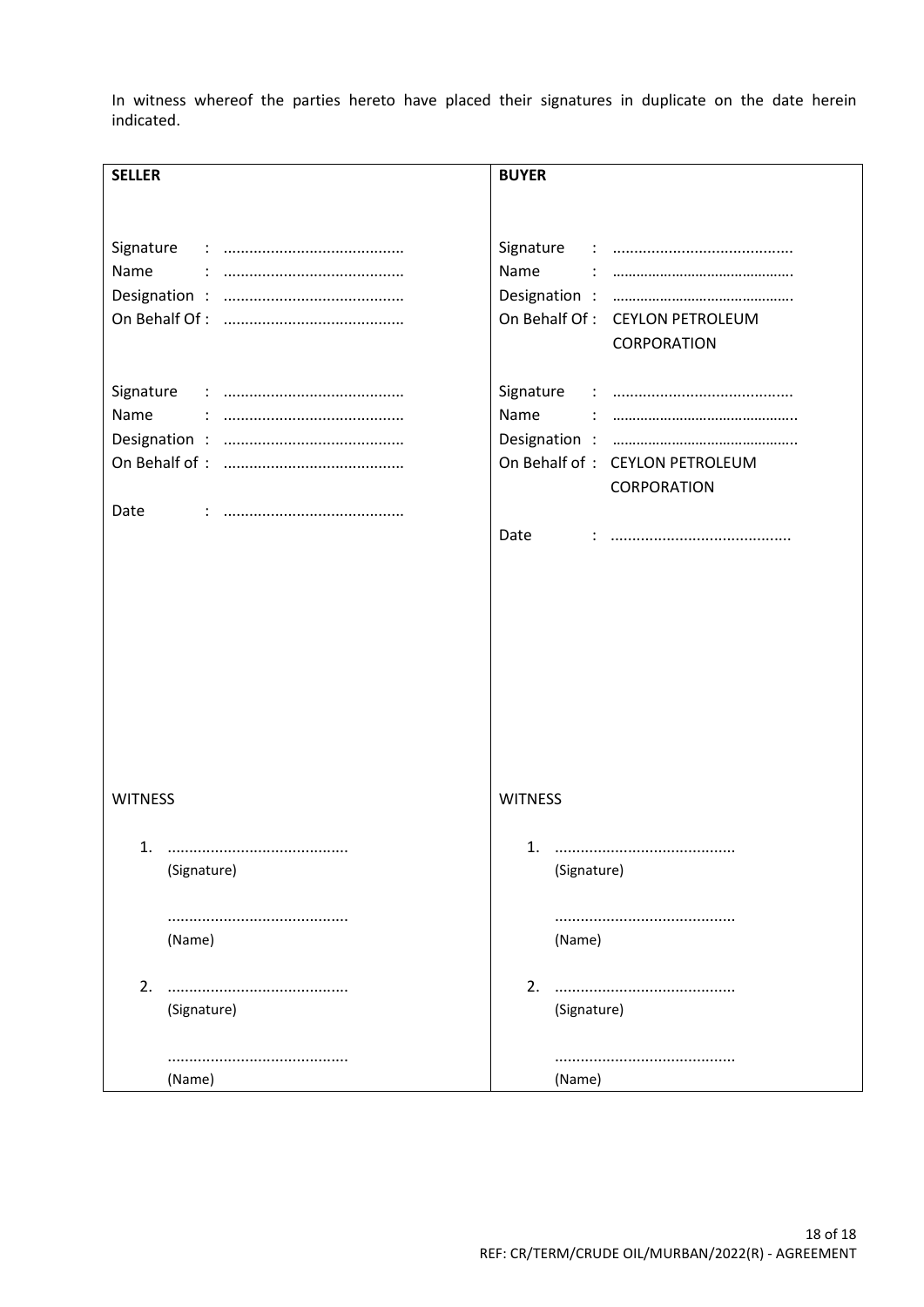In witness whereof the parties hereto have placed their signatures in duplicate on the date herein indicated.

| **SELLER** | **BUYER** |
|---|---|
| Signature : .......................................... | Signature : .......................................... |
| Name : .......................................... | Name : .......................................... |
| Designation : .......................................... | Designation : .......................................... |
| On Behalf Of : .......................................... | On Behalf Of : CEYLON PETROLEUM CORPORATION |
| Signature : .......................................... | Signature : .......................................... |
| Name : .......................................... | Name : .......................................... |
| Designation : .......................................... | Designation : .......................................... |
| On Behalf of : .......................................... | On Behalf of : CEYLON PETROLEUM CORPORATION |
| Date : .......................................... | Date : .......................................... |
| WITNESS | WITNESS |
| 1. .......................................... (Signature) | 1. .......................................... (Signature) |
| .......................................... (Name) | .......................................... (Name) |
| 2. .......................................... (Signature) | 2. .......................................... (Signature) |
| .......................................... (Name) | .......................................... (Name) |